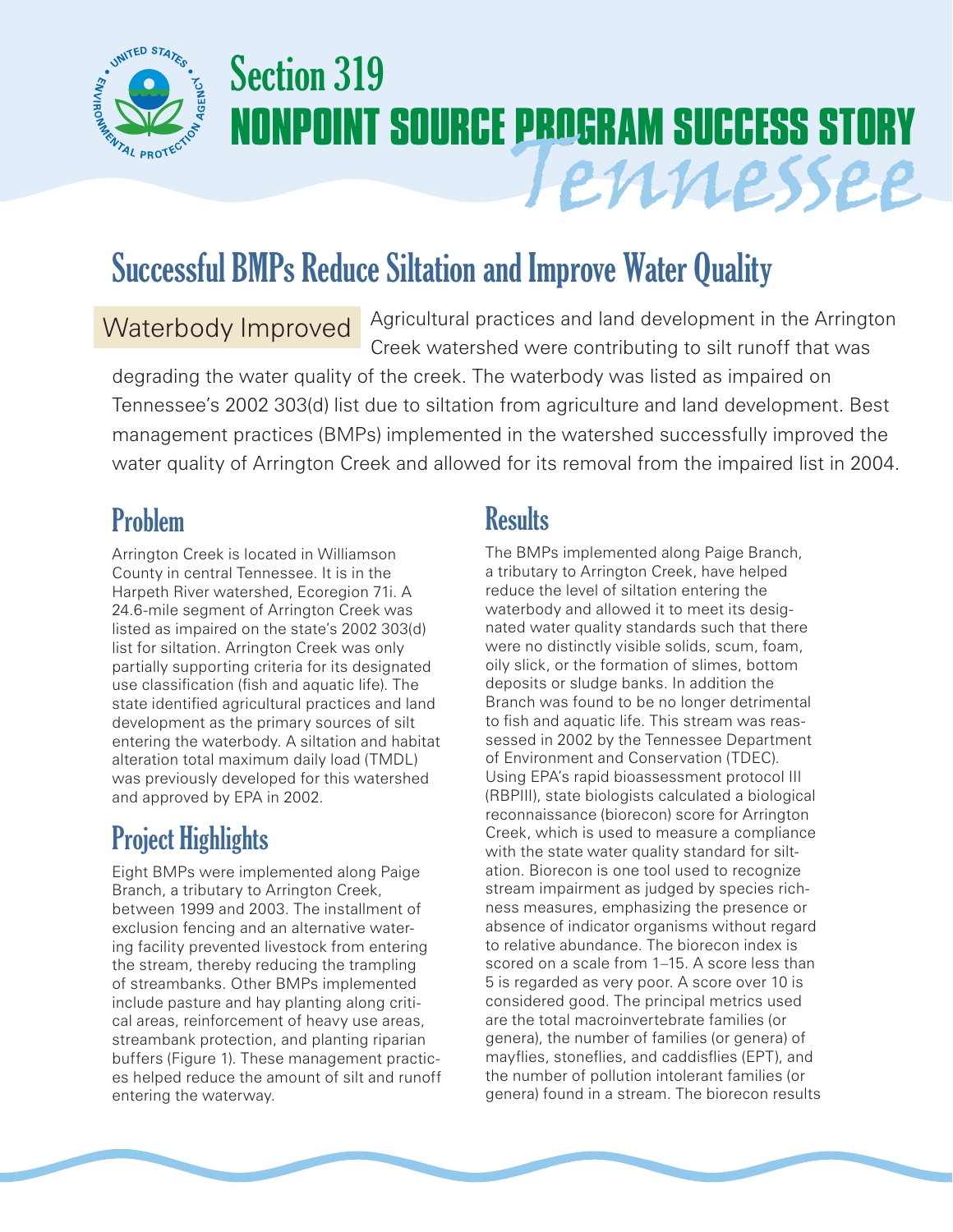# Section 319
# NONPOINT SOURCE PROGRAM SUCCESS STORY
# Tennessee

## Successful BMPs Reduce Siltation and Improve Water Quality

**Waterbody Improved** Agricultural practices and land development in the Arrington Creek watershed were contributing to silt runoff that was degrading the water quality of the creek. The waterbody was listed as impaired on Tennessee's 2002 303(d) list due to siltation from agriculture and land development. Best management practices (BMPs) implemented in the watershed successfully improved the water quality of Arrington Creek and allowed for its removal from the impaired list in 2004.

## Problem

Arrington Creek is located in Williamson County in central Tennessee. It is in the Harpeth River watershed, Ecoregion 71i. A 24.6-mile segment of Arrington Creek was listed as impaired on the state's 2002 303(d) list for siltation. Arrington Creek was only partially supporting criteria for its designated use classification (fish and aquatic life). The state identified agricultural practices and land development as the primary sources of silt entering the waterbody. A siltation and habitat alteration total maximum daily load (TMDL) was previously developed for this watershed and approved by EPA in 2002.

## Project Highlights

Eight BMPs were implemented along Paige Branch, a tributary to Arrington Creek, between 1999 and 2003. The installment of exclusion fencing and an alternative watering facility prevented livestock from entering the stream, thereby reducing the trampling of streambanks. Other BMPs implemented include pasture and hay planting along critical areas, reinforcement of heavy use areas, streambank protection, and planting riparian buffers (Figure 1). These management practices helped reduce the amount of silt and runoff entering the waterway.

## Results

The BMPs implemented along Paige Branch, a tributary to Arrington Creek, have helped reduce the level of siltation entering the waterbody and allowed it to meet its designated water quality standards such that there were no distinctly visible solids, scum, foam, oily slick, or the formation of slimes, bottom deposits or sludge banks. In addition the Branch was found to be no longer detrimental to fish and aquatic life. This stream was reassessed in 2002 by the Tennessee Department of Environment and Conservation (TDEC). Using EPA's rapid bioassessment protocol III (RBPIII), state biologists calculated a biological reconnaissance (biorecon) score for Arrington Creek, which is used to measure a compliance with the state water quality standard for siltation. Biorecon is one tool used to recognize stream impairment as judged by species richness measures, emphasizing the presence or absence of indicator organisms without regard to relative abundance. The biorecon index is scored on a scale from 1–15. A score less than 5 is regarded as very poor. A score over 10 is considered good. The principal metrics used are the total macroinvertebrate families (or genera), the number of families (or genera) of mayflies, stoneflies, and caddisflies (EPT), and the number of pollution intolerant families (or genera) found in a stream. The biorecon results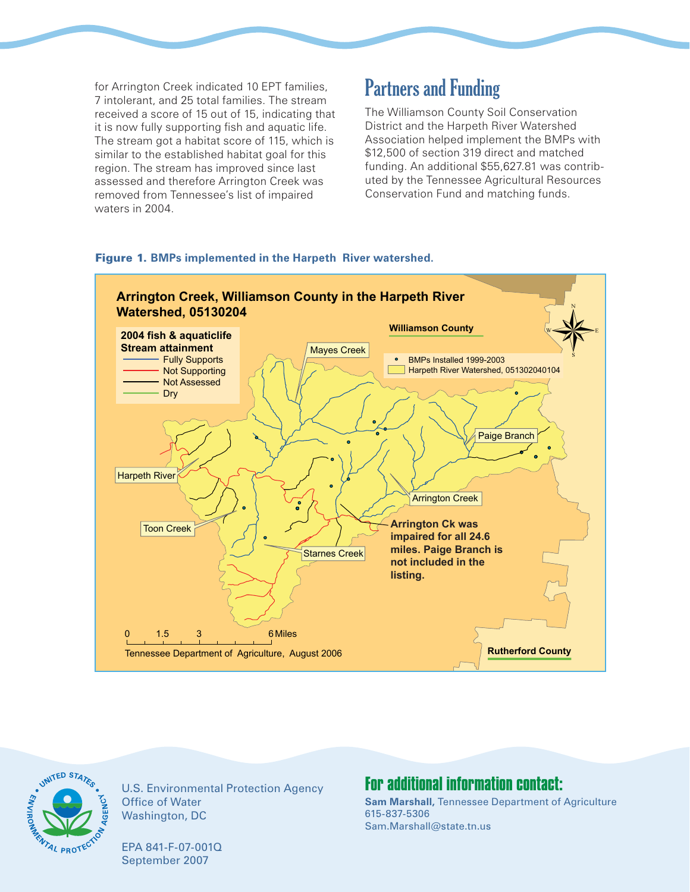for Arrington Creek indicated 10 EPT families, 7 intolerant, and 25 total families. The stream received a score of 15 out of 15, indicating that it is now fully supporting fish and aquatic life. The stream got a habitat score of 115, which is similar to the established habitat goal for this region. The stream has improved since last assessed and therefore Arrington Creek was removed from Tennessee's list of impaired waters in 2004.

## Partners and Funding

The Williamson County Soil Conservation District and the Harpeth River Watershed Association helped implement the BMPs with $12,500 of section 319 direct and matched funding. An additional $55,627.81 was contributed by the Tennessee Agricultural Resources Conservation Fund and matching funds.

**Figure 1. BMPs implemented in the Harpeth River watershed.**

Arrington Creek, Williamson County in the Harpeth River Watershed, 05130204

2004 fish & aquaticlife Stream attainment
Fully Supports
Not Supporting
Not Assessed
Dry

Williamson County
BMPs Installed 1999-2003
Harpeth River Watershed, 051302040104

Mayes Creek
Paige Branch
Harpeth River
Arrington Creek
Toon Creek
Starnes Creek

Arrington Ck was impaired for all 24.6 miles. Paige Branch is not included in the listing.

0 1.5 3 6 Miles
Tennessee Department of Agriculture, August 2006
Rutherford County

U.S. Environmental Protection Agency
Office of Water
Washington, DC

EPA 841-F-07-001Q
September 2007

## For additional information contact:

**Sam Marshall,** Tennessee Department of Agriculture
615-837-5306
Sam.Marshall@state.tn.us